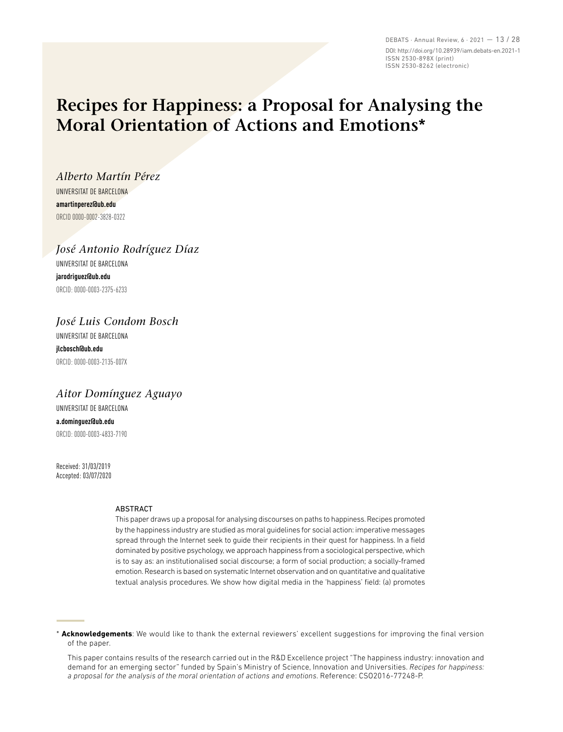# Recipes for Happiness: a Proposal for Analysing the Moral Orientation of Actions and Emotions*

*Alberto Martín Pérez*

UNIVERSITAT DE BARCELONA

**amartinperez@ub.edu**

ORCID 0000-0002-3828-0322

*José Antonio Rodríguez Díaz*

UNIVERSITAT DE BARCELONA

**jarodriguez@ub.edu**

ORCID: 0000-0003-2375-6233

*José Luis Condom Bosch*

UNIVERSITAT DE BARCELONA

**jlcbosch@ub.edu**

ORCID: 0000-0003-2135-007X

*Aitor Domínguez Aguayo*

UNIVERSITAT DE BARCELONA

**a.dominguez@ub.edu**

ORCID: 0000-0003-4833-7190

Received: 31/03/2019
Accepted: 03/07/2020

## ABSTRACT

This paper draws up a proposal for analysing discourses on paths to happiness. Recipes promoted by the happiness industry are studied as moral guidelines for social action: imperative messages spread through the Internet seek to guide their recipients in their quest for happiness. In a field dominated by positive psychology, we approach happiness from a sociological perspective, which is to say as: an institutionalised social discourse; a form of social production; a socially-framed emotion. Research is based on systematic Internet observation and on quantitative and qualitative textual analysis procedures. We show how digital media in the 'happiness' field: (a) promotes

---

\* **Acknowledgements**: We would like to thank the external reviewers' excellent suggestions for improving the final version of the paper.

This paper contains results of the research carried out in the R&D Excellence project "The happiness industry: innovation and demand for an emerging sector" funded by Spain's Ministry of Science, Innovation and Universities. *Recipes for happiness: a proposal for the analysis of the moral orientation of actions and emotions*. Reference: CSO2016-77248-P.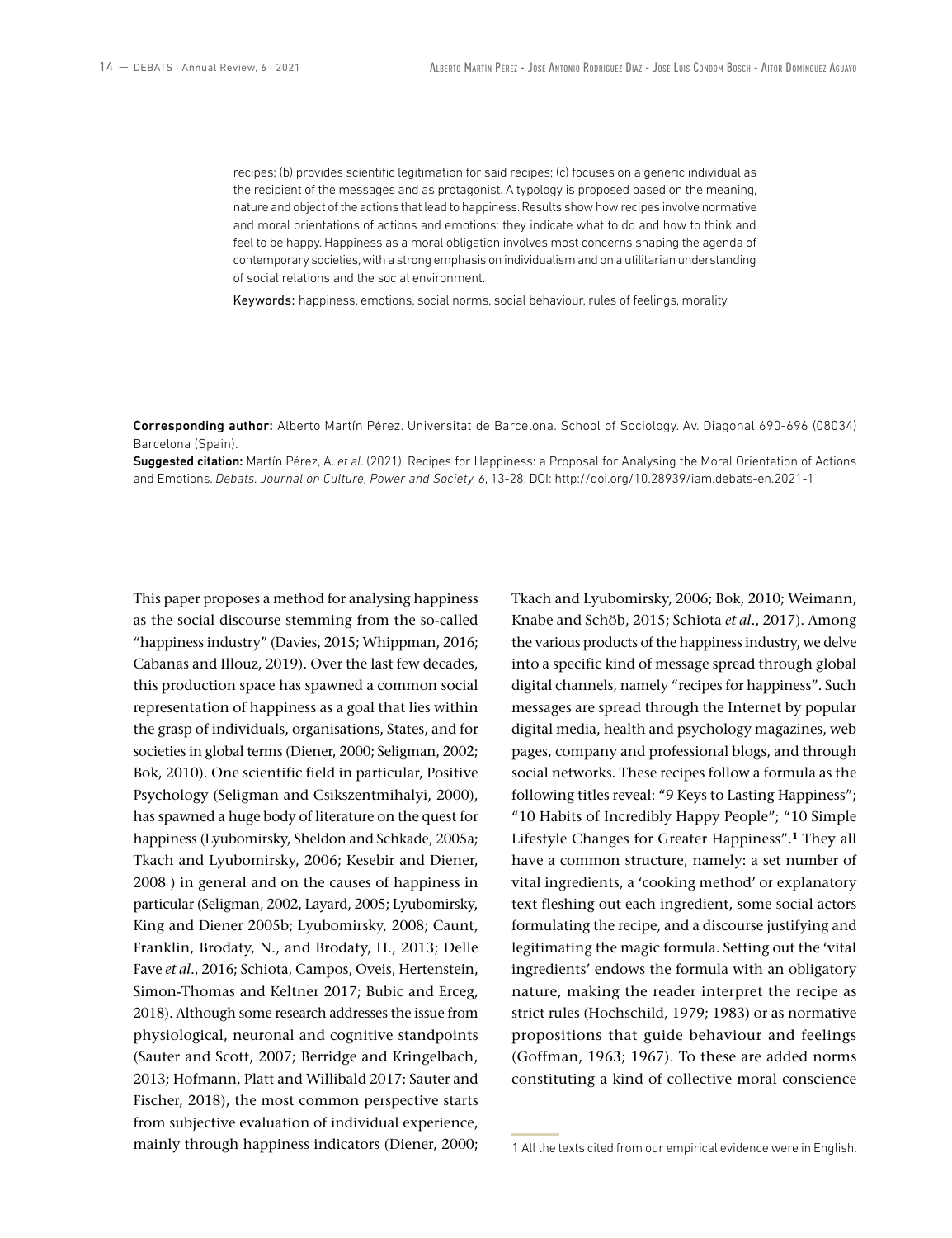recipes; (b) provides scientific legitimation for said recipes; (c) focuses on a generic individual as the recipient of the messages and as protagonist. A typology is proposed based on the meaning, nature and object of the actions that lead to happiness. Results show how recipes involve normative and moral orientations of actions and emotions: they indicate what to do and how to think and feel to be happy. Happiness as a moral obligation involves most concerns shaping the agenda of contemporary societies, with a strong emphasis on individualism and on a utilitarian understanding of social relations and the social environment.

Keywords: happiness, emotions, social norms, social behaviour, rules of feelings, morality.

**Corresponding author:** Alberto Martín Pérez. Universitat de Barcelona. School of Sociology. Av. Diagonal 690-696 (08034) Barcelona (Spain).

**Suggested citation:** Martín Pérez, A. *et al.* (2021). Recipes for Happiness: a Proposal for Analysing the Moral Orientation of Actions and Emotions. *Debats. Journal on Culture, Power and Society*, *6*, 13-28. DOI: http://doi.org/10.28939/iam.debats-en.2021-1

This paper proposes a method for analysing happiness as the social discourse stemming from the so-called "happiness industry" (Davies, 2015; Whippman, 2016; Cabanas and Illouz, 2019). Over the last few decades, this production space has spawned a common social representation of happiness as a goal that lies within the grasp of individuals, organisations, States, and for societies in global terms (Diener, 2000; Seligman, 2002; Bok, 2010). One scientific field in particular, Positive Psychology (Seligman and Csikszentmihalyi, 2000), has spawned a huge body of literature on the quest for happiness (Lyubomirsky, Sheldon and Schkade, 2005a; Tkach and Lyubomirsky, 2006; Kesebir and Diener, 2008 ) in general and on the causes of happiness in particular (Seligman, 2002, Layard, 2005; Lyubomirsky, King and Diener 2005b; Lyubomirsky, 2008; Caunt, Franklin, Brodaty, N., and Brodaty, H., 2013; Delle Fave *et al*., 2016; Schiota, Campos, Oveis, Hertenstein, Simon-Thomas and Keltner 2017; Bubic and Erceg, 2018). Although some research addresses the issue from physiological, neuronal and cognitive standpoints (Sauter and Scott, 2007; Berridge and Kringelbach, 2013; Hofmann, Platt and Willibald 2017; Sauter and Fischer, 2018), the most common perspective starts from subjective evaluation of individual experience, mainly through happiness indicators (Diener, 2000; Tkach and Lyubomirsky, 2006; Bok, 2010; Weimann, Knabe and Schöb, 2015; Schiota *et al*., 2017). Among the various products of the happiness industry, we delve into a specific kind of message spread through global digital channels, namely "recipes for happiness". Such messages are spread through the Internet by popular digital media, health and psychology magazines, web pages, company and professional blogs, and through social networks. These recipes follow a formula as the following titles reveal: "9 Keys to Lasting Happiness"; "10 Habits of Incredibly Happy People"; "10 Simple Lifestyle Changes for Greater Happiness".[1] They all have a common structure, namely: a set number of vital ingredients, a 'cooking method' or explanatory text fleshing out each ingredient, some social actors formulating the recipe, and a discourse justifying and legitimating the magic formula. Setting out the 'vital ingredients' endows the formula with an obligatory nature, making the reader interpret the recipe as strict rules (Hochschild, 1979; 1983) or as normative propositions that guide behaviour and feelings (Goffman, 1963; 1967). To these are added norms constituting a kind of collective moral conscience

1 All the texts cited from our empirical evidence were in English.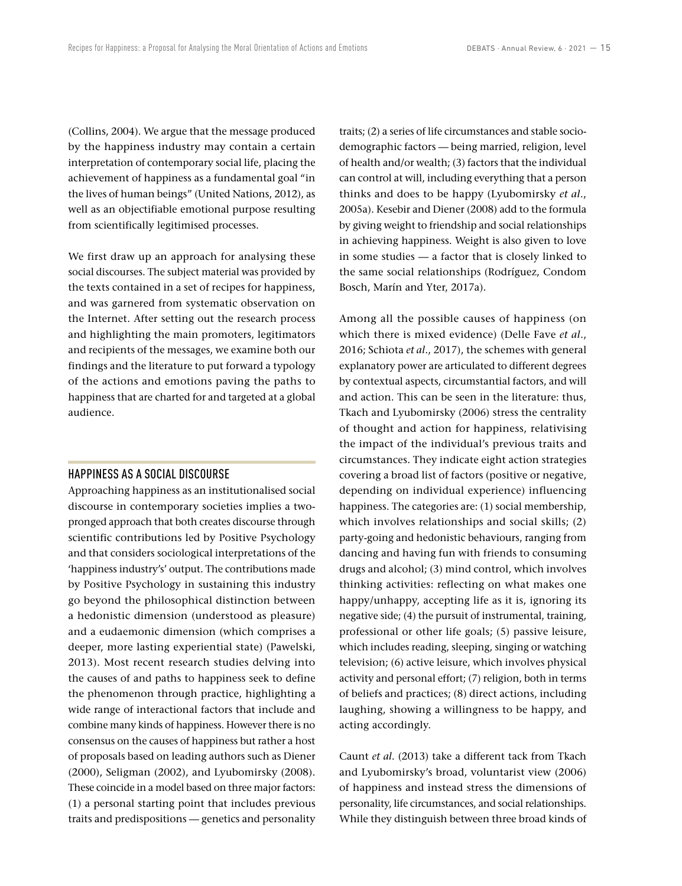(Collins, 2004). We argue that the message produced by the happiness industry may contain a certain interpretation of contemporary social life, placing the achievement of happiness as a fundamental goal "in the lives of human beings" (United Nations, 2012), as well as an objectifiable emotional purpose resulting from scientifically legitimised processes.

We first draw up an approach for analysing these social discourses. The subject material was provided by the texts contained in a set of recipes for happiness, and was garnered from systematic observation on the Internet. After setting out the research process and highlighting the main promoters, legitimators and recipients of the messages, we examine both our findings and the literature to put forward a typology of the actions and emotions paving the paths to happiness that are charted for and targeted at a global audience.

## HAPPINESS AS A SOCIAL DISCOURSE

Approaching happiness as an institutionalised social discourse in contemporary societies implies a two-pronged approach that both creates discourse through scientific contributions led by Positive Psychology and that considers sociological interpretations of the 'happiness industry's' output. The contributions made by Positive Psychology in sustaining this industry go beyond the philosophical distinction between a hedonistic dimension (understood as pleasure) and a eudaemonic dimension (which comprises a deeper, more lasting experiential state) (Pawelski, 2013). Most recent research studies delving into the causes of and paths to happiness seek to define the phenomenon through practice, highlighting a wide range of interactional factors that include and combine many kinds of happiness. However there is no consensus on the causes of happiness but rather a host of proposals based on leading authors such as Diener (2000), Seligman (2002), and Lyubomirsky (2008). These coincide in a model based on three major factors: (1) a personal starting point that includes previous traits and predispositions — genetics and personality traits; (2) a series of life circumstances and stable socio-demographic factors — being married, religion, level of health and/or wealth; (3) factors that the individual can control at will, including everything that a person thinks and does to be happy (Lyubomirsky *et al*., 2005a). Kesebir and Diener (2008) add to the formula by giving weight to friendship and social relationships in achieving happiness. Weight is also given to love in some studies — a factor that is closely linked to the same social relationships (Rodríguez, Condom Bosch, Marín and Yter, 2017a).

Among all the possible causes of happiness (on which there is mixed evidence) (Delle Fave *et al*., 2016; Schiota *et al*., 2017), the schemes with general explanatory power are articulated to different degrees by contextual aspects, circumstantial factors, and will and action. This can be seen in the literature: thus, Tkach and Lyubomirsky (2006) stress the centrality of thought and action for happiness, relativising the impact of the individual's previous traits and circumstances. They indicate eight action strategies covering a broad list of factors (positive or negative, depending on individual experience) influencing happiness. The categories are: (1) social membership, which involves relationships and social skills; (2) party-going and hedonistic behaviours, ranging from dancing and having fun with friends to consuming drugs and alcohol; (3) mind control, which involves thinking activities: reflecting on what makes one happy/unhappy, accepting life as it is, ignoring its negative side; (4) the pursuit of instrumental, training, professional or other life goals; (5) passive leisure, which includes reading, sleeping, singing or watching television; (6) active leisure, which involves physical activity and personal effort; (7) religion, both in terms of beliefs and practices; (8) direct actions, including laughing, showing a willingness to be happy, and acting accordingly.

Caunt *et al*. (2013) take a different tack from Tkach and Lyubomirsky's broad, voluntarist view (2006) of happiness and instead stress the dimensions of personality, life circumstances, and social relationships. While they distinguish between three broad kinds of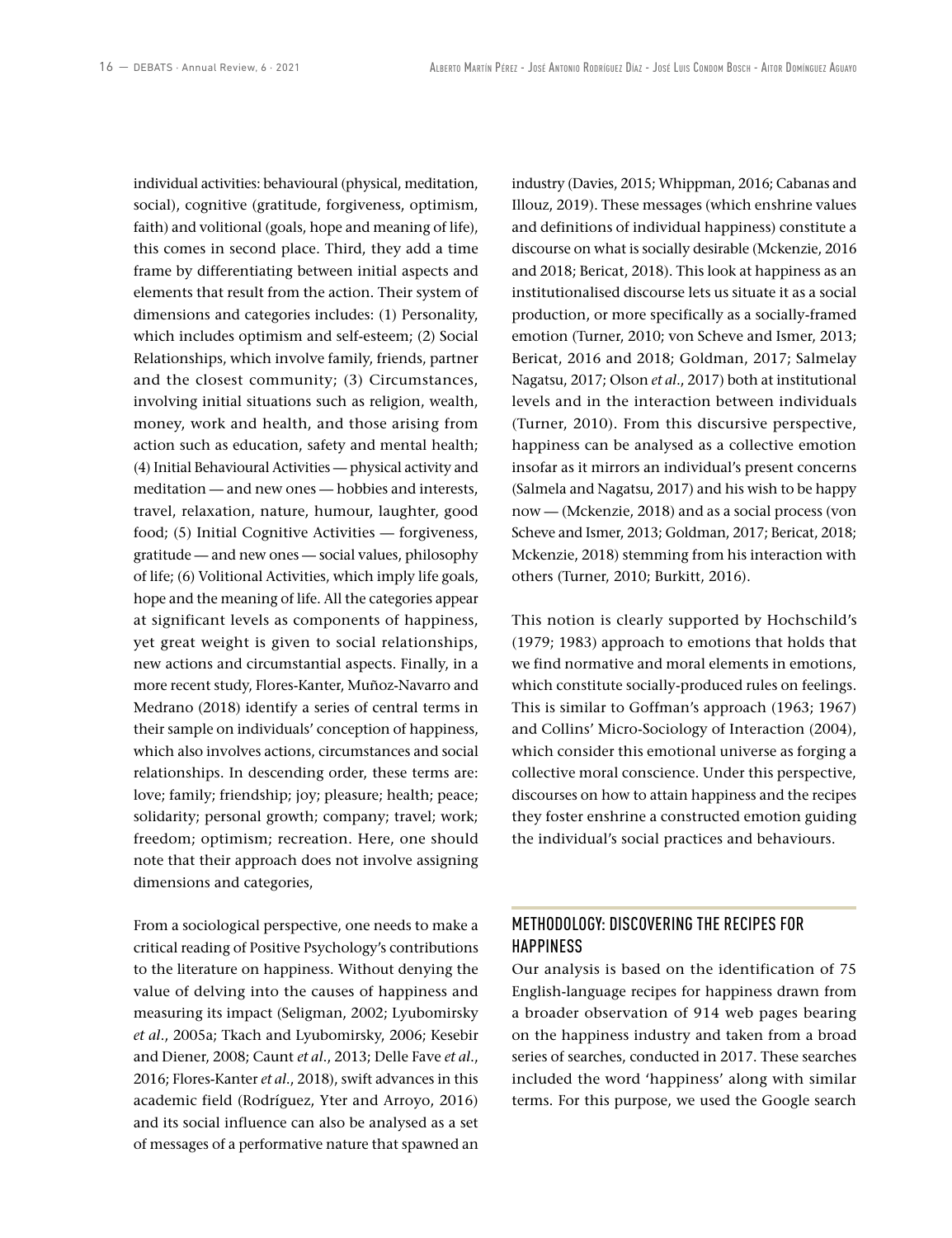individual activities: behavioural (physical, meditation, social), cognitive (gratitude, forgiveness, optimism, faith) and volitional (goals, hope and meaning of life), this comes in second place. Third, they add a time frame by differentiating between initial aspects and elements that result from the action. Their system of dimensions and categories includes: (1) Personality, which includes optimism and self-esteem; (2) Social Relationships, which involve family, friends, partner and the closest community; (3) Circumstances, involving initial situations such as religion, wealth, money, work and health, and those arising from action such as education, safety and mental health; (4) Initial Behavioural Activities — physical activity and meditation — and new ones — hobbies and interests, travel, relaxation, nature, humour, laughter, good food; (5) Initial Cognitive Activities — forgiveness, gratitude — and new ones — social values, philosophy of life; (6) Volitional Activities, which imply life goals, hope and the meaning of life. All the categories appear at significant levels as components of happiness, yet great weight is given to social relationships, new actions and circumstantial aspects. Finally, in a more recent study, Flores-Kanter, Muñoz-Navarro and Medrano (2018) identify a series of central terms in their sample on individuals' conception of happiness, which also involves actions, circumstances and social relationships. In descending order, these terms are: love; family; friendship; joy; pleasure; health; peace; solidarity; personal growth; company; travel; work; freedom; optimism; recreation. Here, one should note that their approach does not involve assigning dimensions and categories,

From a sociological perspective, one needs to make a critical reading of Positive Psychology's contributions to the literature on happiness. Without denying the value of delving into the causes of happiness and measuring its impact (Seligman, 2002; Lyubomirsky *et al*., 2005a; Tkach and Lyubomirsky, 2006; Kesebir and Diener, 2008; Caunt *et al*., 2013; Delle Fave *et al*., 2016; Flores-Kanter *et al*., 2018), swift advances in this academic field (Rodríguez, Yter and Arroyo, 2016) and its social influence can also be analysed as a set of messages of a performative nature that spawned an industry (Davies, 2015; Whippman, 2016; Cabanas and Illouz, 2019). These messages (which enshrine values and definitions of individual happiness) constitute a discourse on what is socially desirable (Mckenzie, 2016 and 2018; Bericat, 2018). This look at happiness as an institutionalised discourse lets us situate it as a social production, or more specifically as a socially-framed emotion (Turner, 2010; von Scheve and Ismer, 2013; Bericat, 2016 and 2018; Goldman, 2017; Salmelay Nagatsu, 2017; Olson *et al*., 2017) both at institutional levels and in the interaction between individuals (Turner, 2010). From this discursive perspective, happiness can be analysed as a collective emotion insofar as it mirrors an individual's present concerns (Salmela and Nagatsu, 2017) and his wish to be happy now — (Mckenzie, 2018) and as a social process (von Scheve and Ismer, 2013; Goldman, 2017; Bericat, 2018; Mckenzie, 2018) stemming from his interaction with others (Turner, 2010; Burkitt, 2016).

This notion is clearly supported by Hochschild's (1979; 1983) approach to emotions that holds that we find normative and moral elements in emotions, which constitute socially-produced rules on feelings. This is similar to Goffman's approach (1963; 1967) and Collins' Micro-Sociology of Interaction (2004), which consider this emotional universe as forging a collective moral conscience. Under this perspective, discourses on how to attain happiness and the recipes they foster enshrine a constructed emotion guiding the individual's social practices and behaviours.

## METHODOLOGY: DISCOVERING THE RECIPES FOR HAPPINESS

Our analysis is based on the identification of 75 English-language recipes for happiness drawn from a broader observation of 914 web pages bearing on the happiness industry and taken from a broad series of searches, conducted in 2017. These searches included the word 'happiness' along with similar terms. For this purpose, we used the Google search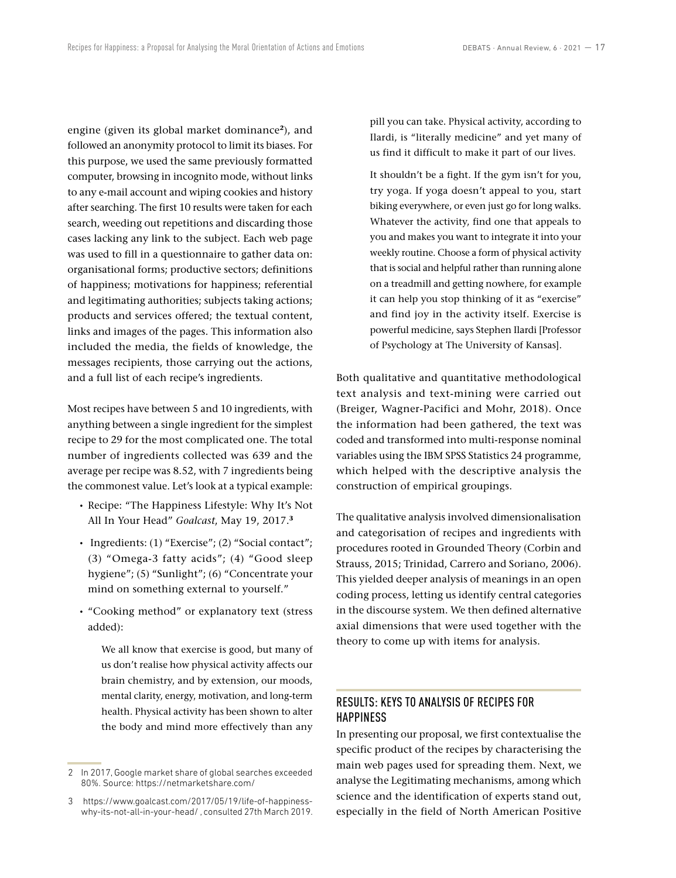engine (given its global market dominance[2]), and followed an anonymity protocol to limit its biases. For this purpose, we used the same previously formatted computer, browsing in incognito mode, without links to any e-mail account and wiping cookies and history after searching. The first 10 results were taken for each search, weeding out repetitions and discarding those cases lacking any link to the subject. Each web page was used to fill in a questionnaire to gather data on: organisational forms; productive sectors; definitions of happiness; motivations for happiness; referential and legitimating authorities; subjects taking actions; products and services offered; the textual content, links and images of the pages. This information also included the media, the fields of knowledge, the messages recipients, those carrying out the actions, and a full list of each recipe's ingredients.

Most recipes have between 5 and 10 ingredients, with anything between a single ingredient for the simplest recipe to 29 for the most complicated one. The total number of ingredients collected was 639 and the average per recipe was 8.52, with 7 ingredients being the commonest value. Let's look at a typical example:

- Recipe: "The Happiness Lifestyle: Why It's Not All In Your Head" *Goalcast*, May 19, 2017.[3]
- Ingredients: (1) "Exercise"; (2) "Social contact"; (3) "Omega-3 fatty acids"; (4) "Good sleep hygiene"; (5) "Sunlight"; (6) "Concentrate your mind on something external to yourself."
- "Cooking method" or explanatory text (stress added):

> We all know that exercise is good, but many of us don't realise how physical activity affects our brain chemistry, and by extension, our moods, mental clarity, energy, motivation, and long-term health. Physical activity has been shown to alter the body and mind more effectively than any pill you can take. Physical activity, according to Ilardi, is "literally medicine" and yet many of us find it difficult to make it part of our lives.
>
> It shouldn't be a fight. If the gym isn't for you, try yoga. If yoga doesn't appeal to you, start biking everywhere, or even just go for long walks. Whatever the activity, find one that appeals to you and makes you want to integrate it into your weekly routine. Choose a form of physical activity that is social and helpful rather than running alone on a treadmill and getting nowhere, for example it can help you stop thinking of it as "exercise" and find joy in the activity itself. Exercise is powerful medicine, says Stephen Ilardi [Professor of Psychology at The University of Kansas].

Both qualitative and quantitative methodological text analysis and text-mining were carried out (Breiger, Wagner-Pacifici and Mohr, 2018). Once the information had been gathered, the text was coded and transformed into multi-response nominal variables using the IBM SPSS Statistics 24 programme, which helped with the descriptive analysis the construction of empirical groupings.

The qualitative analysis involved dimensionalisation and categorisation of recipes and ingredients with procedures rooted in Grounded Theory (Corbin and Strauss, 2015; Trinidad, Carrero and Soriano, 2006). This yielded deeper analysis of meanings in an open coding process, letting us identify central categories in the discourse system. We then defined alternative axial dimensions that were used together with the theory to come up with items for analysis.

## RESULTS: KEYS TO ANALYSIS OF RECIPES FOR HAPPINESS

In presenting our proposal, we first contextualise the specific product of the recipes by characterising the main web pages used for spreading them. Next, we analyse the Legitimating mechanisms, among which science and the identification of experts stand out, especially in the field of North American Positive

---

2 In 2017, Google market share of global searches exceeded 80%. Source: https://netmarketshare.com/

3 https://www.goalcast.com/2017/05/19/life-of-happiness-why-its-not-all-in-your-head/ , consulted 27th March 2019.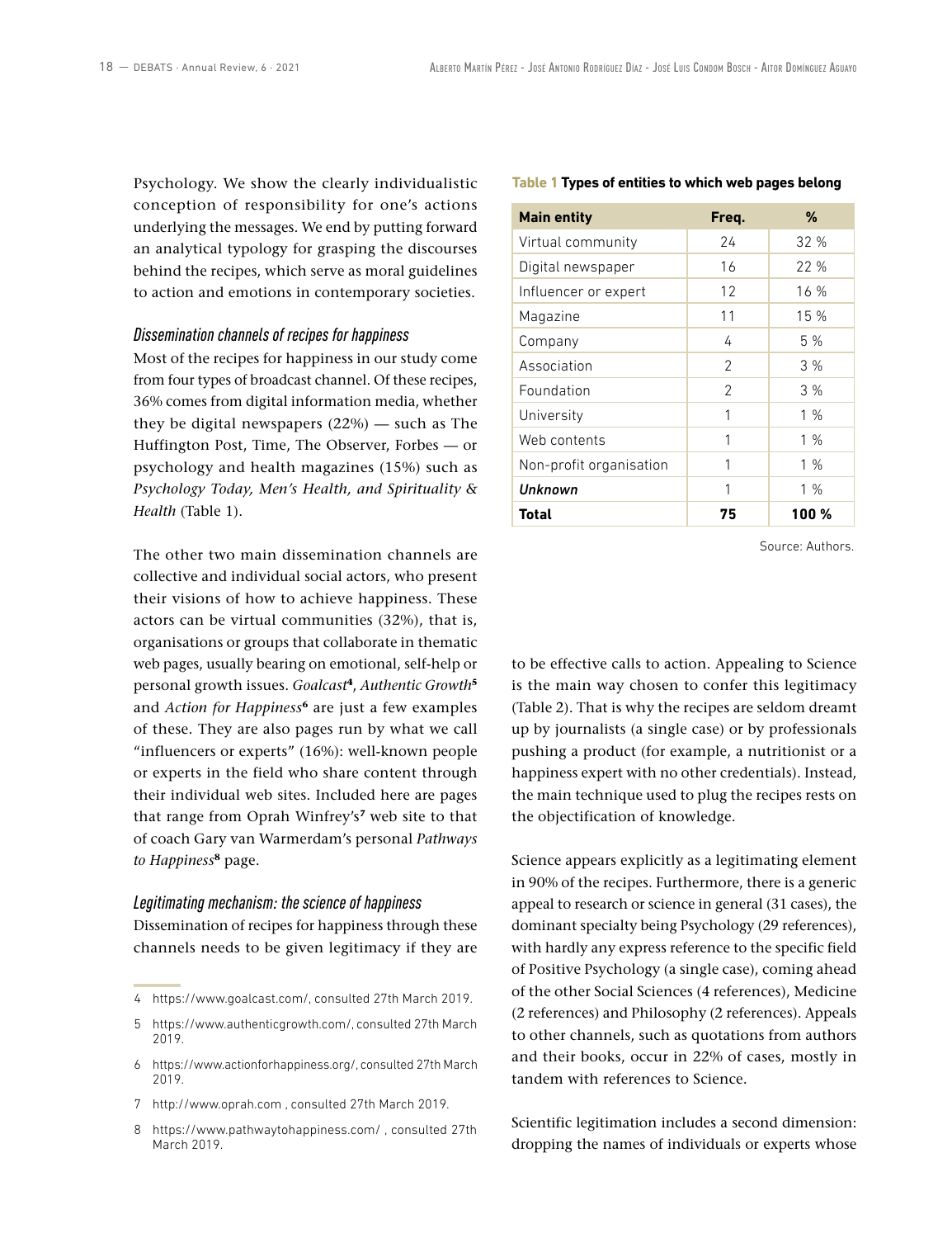Psychology. We show the clearly individualistic conception of responsibility for one's actions underlying the messages. We end by putting forward an analytical typology for grasping the discourses behind the recipes, which serve as moral guidelines to action and emotions in contemporary societies.

### *Dissemination channels of recipes for happiness*

Most of the recipes for happiness in our study come from four types of broadcast channel. Of these recipes, 36% comes from digital information media, whether they be digital newspapers (22%) — such as The Huffington Post, Time, The Observer, Forbes — or psychology and health magazines (15%) such as *Psychology Today, Men's Health, and Spirituality & Health* (Table 1).

**Table 1 Types of entities to which web pages belong**

| Main entity | Freq. | % |
|---|---|---|
| Virtual community | 24 | 32 % |
| Digital newspaper | 16 | 22 % |
| Influencer or expert | 12 | 16 % |
| Magazine | 11 | 15 % |
| Company | 4 | 5 % |
| Association | 2 | 3 % |
| Foundation | 2 | 3 % |
| University | 1 | 1 % |
| Web contents | 1 | 1 % |
| Non-profit organisation | 1 | 1 % |
| ***Unknown*** | 1 | 1 % |
| **Total** | **75** | **100 %** |

Source: Authors.

The other two main dissemination channels are collective and individual social actors, who present their visions of how to achieve happiness. These actors can be virtual communities (32%), that is, organisations or groups that collaborate in thematic web pages, usually bearing on emotional, self-help or personal growth issues. *Goalcast*[4], *Authentic Growth*[5] and *Action for Happiness*[6] are just a few examples of these. They are also pages run by what we call "influencers or experts" (16%): well-known people or experts in the field who share content through their individual web sites. Included here are pages that range from Oprah Winfrey's[7] web site to that of coach Gary van Warmerdam's personal *Pathways to Happiness*[8] page.

### *Legitimating mechanism: the science of happiness*

Dissemination of recipes for happiness through these channels needs to be given legitimacy if they are to be effective calls to action. Appealing to Science is the main way chosen to confer this legitimacy (Table 2). That is why the recipes are seldom dreamt up by journalists (a single case) or by professionals pushing a product (for example, a nutritionist or a happiness expert with no other credentials). Instead, the main technique used to plug the recipes rests on the objectification of knowledge.

Science appears explicitly as a legitimating element in 90% of the recipes. Furthermore, there is a generic appeal to research or science in general (31 cases), the dominant specialty being Psychology (29 references), with hardly any express reference to the specific field of Positive Psychology (a single case), coming ahead of the other Social Sciences (4 references), Medicine (2 references) and Philosophy (2 references). Appeals to other channels, such as quotations from authors and their books, occur in 22% of cases, mostly in tandem with references to Science.

Scientific legitimation includes a second dimension: dropping the names of individuals or experts whose

---

4 https://www.goalcast.com/, consulted 27th March 2019.

5 https://www.authenticgrowth.com/, consulted 27th March 2019.

6 https://www.actionforhappiness.org/, consulted 27th March 2019.

7 http://www.oprah.com , consulted 27th March 2019.

8 https://www.pathwaytohappiness.com/ , consulted 27th March 2019.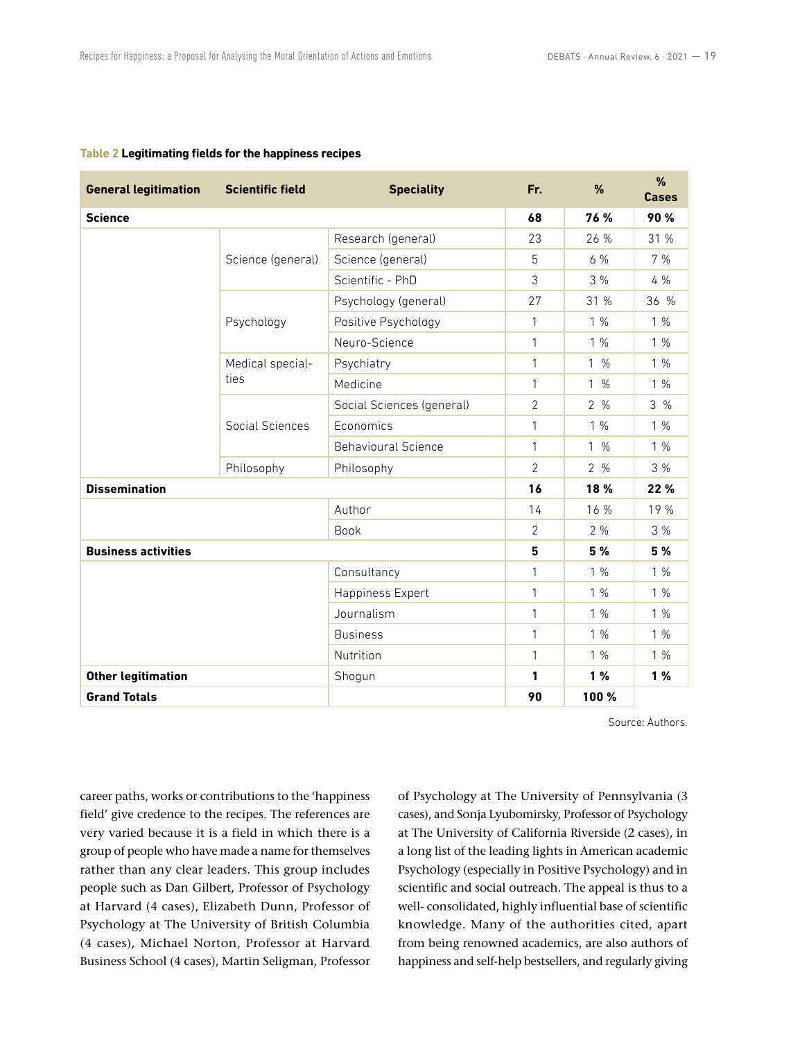**Table 2 Legitimating fields for the happiness recipes**

| General legitimation | Scientific field | Speciality | Fr. | % | % Cases |
|---|---|---|---|---|---|
| **Science** | | | **68** | **76 %** | **90 %** |
| | Science (general) | Research (general) | 23 | 26 % | 31 % |
| | | Science (general) | 5 | 6 % | 7 % |
| | | Scientific - PhD | 3 | 3 % | 4 % |
| | Psychology | Psychology (general) | 27 | 31 % | 36 % |
| | | Positive Psychology | 1 | 1 % | 1 % |
| | | Neuro-Science | 1 | 1 % | 1 % |
| | Medical specialties | Psychiatry | 1 | 1 % | 1 % |
| | | Medicine | 1 | 1 % | 1 % |
| | Social Sciences | Social Sciences (general) | 2 | 2 % | 3 % |
| | | Economics | 1 | 1 % | 1 % |
| | | Behavioural Science | 1 | 1 % | 1 % |
| | Philosophy | Philosophy | 2 | 2 % | 3 % |
| **Dissemination** | | | **16** | **18 %** | **22 %** |
| | | Author | 14 | 16 % | 19 % |
| | | Book | 2 | 2 % | 3 % |
| **Business activities** | | | **5** | **5 %** | **5 %** |
| | | Consultancy | 1 | 1 % | 1 % |
| | | Happiness Expert | 1 | 1 % | 1 % |
| | | Journalism | 1 | 1 % | 1 % |
| | | Business | 1 | 1 % | 1 % |
| | | Nutrition | 1 | 1 % | 1 % |
| **Other legitimation** | | Shogun | **1** | **1 %** | **1 %** |
| **Grand Totals** | | | **90** | **100 %** | |

Source: Authors.

career paths, works or contributions to the 'happiness field' give credence to the recipes. The references are very varied because it is a field in which there is a group of people who have made a name for themselves rather than any clear leaders. This group includes people such as Dan Gilbert, Professor of Psychology at Harvard (4 cases), Elizabeth Dunn, Professor of Psychology at The University of British Columbia (4 cases), Michael Norton, Professor at Harvard Business School (4 cases), Martin Seligman, Professor of Psychology at The University of Pennsylvania (3 cases), and Sonja Lyubomirsky, Professor of Psychology at The University of California Riverside (2 cases), in a long list of the leading lights in American academic Psychology (especially in Positive Psychology) and in scientific and social outreach. The appeal is thus to a well- consolidated, highly influential base of scientific knowledge. Many of the authorities cited, apart from being renowned academics, are also authors of happiness and self-help bestsellers, and regularly giving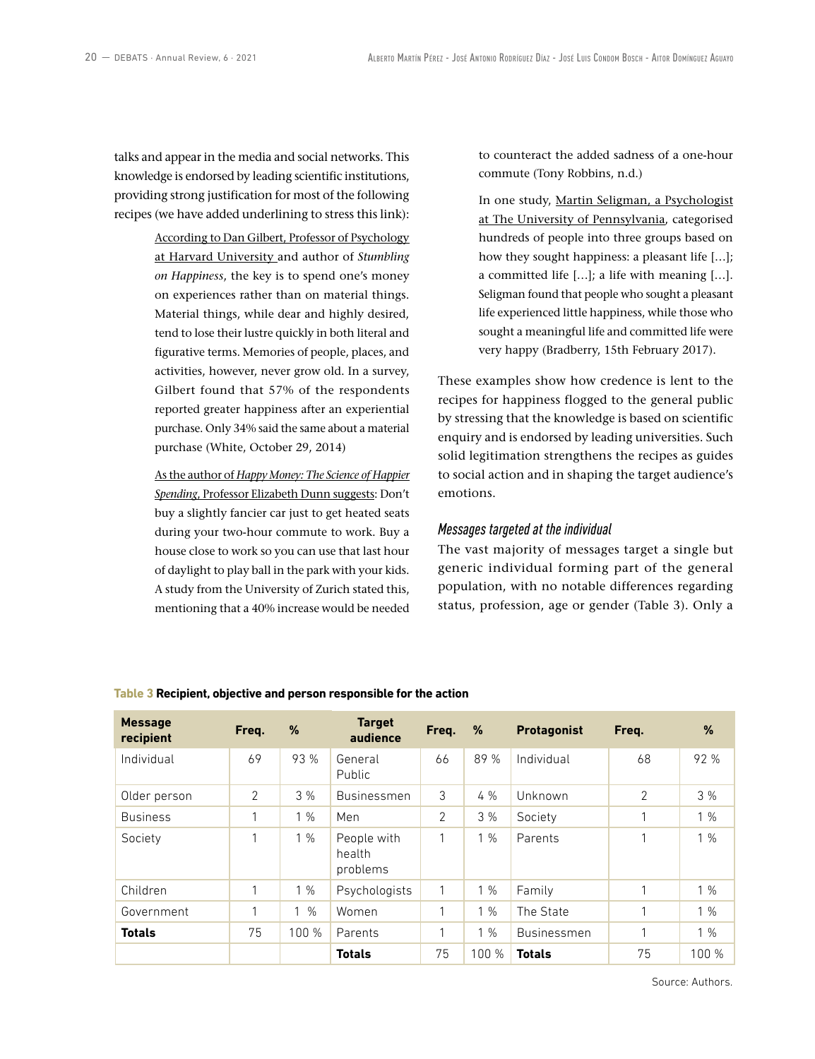talks and appear in the media and social networks. This knowledge is endorsed by leading scientific institutions, providing strong justification for most of the following recipes (we have added underlining to stress this link):

> <u>According to Dan Gilbert, Professor of Psychology at Harvard University</u> and author of *Stumbling on Happiness*, the key is to spend one's money on experiences rather than on material things. Material things, while dear and highly desired, tend to lose their lustre quickly in both literal and figurative terms. Memories of people, places, and activities, however, never grow old. In a survey, Gilbert found that 57% of the respondents reported greater happiness after an experiential purchase. Only 34% said the same about a material purchase (White, October 29, 2014)

> <u>As the author of *Happy Money: The Science of Happier Spending*, Professor Elizabeth Dunn suggests</u>: Don't buy a slightly fancier car just to get heated seats during your two-hour commute to work. Buy a house close to work so you can use that last hour of daylight to play ball in the park with your kids. A study from the University of Zurich stated this, mentioning that a 40% increase would be needed to counteract the added sadness of a one-hour commute (Tony Robbins, n.d.)

> In one study, <u>Martin Seligman, a Psychologist at The University of Pennsylvania</u>, categorised hundreds of people into three groups based on how they sought happiness: a pleasant life […]; a committed life […]; a life with meaning […]. Seligman found that people who sought a pleasant life experienced little happiness, while those who sought a meaningful life and committed life were very happy (Bradberry, 15th February 2017).

These examples show how credence is lent to the recipes for happiness flogged to the general public by stressing that the knowledge is based on scientific enquiry and is endorsed by leading universities. Such solid legitimation strengthens the recipes as guides to social action and in shaping the target audience's emotions.

### *Messages targeted at the individual*

The vast majority of messages target a single but generic individual forming part of the general population, with no notable differences regarding status, profession, age or gender (Table 3). Only a

**Table 3 Recipient, objective and person responsible for the action**

| Message recipient | Freq. | % | Target audience | Freq. | % | Protagonist | Freq. | % |
|---|---|---|---|---|---|---|---|---|
| Individual | 69 | 93 % | General Public | 66 | 89 % | Individual | 68 | 92 % |
| Older person | 2 | 3 % | Businessmen | 3 | 4 % | Unknown | 2 | 3 % |
| Business | 1 | 1 % | Men | 2 | 3 % | Society | 1 | 1 % |
| Society | 1 | 1 % | People with health problems | 1 | 1 % | Parents | 1 | 1 % |
| Children | 1 | 1 % | Psychologists | 1 | 1 % | Family | 1 | 1 % |
| Government | 1 | 1 % | Women | 1 | 1 % | The State | 1 | 1 % |
| **Totals** | 75 | 100 % | Parents | 1 | 1 % | Businessmen | 1 | 1 % |
| | | | **Totals** | 75 | 100 % | **Totals** | 75 | 100 % |

Source: Authors.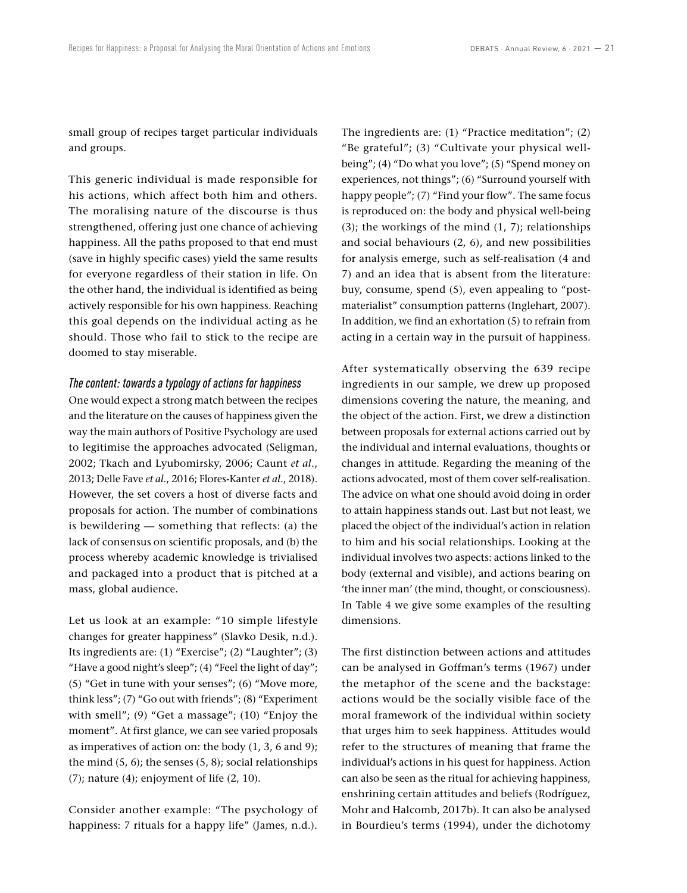small group of recipes target particular individuals and groups.

This generic individual is made responsible for his actions, which affect both him and others. The moralising nature of the discourse is thus strengthened, offering just one chance of achieving happiness. All the paths proposed to that end must (save in highly specific cases) yield the same results for everyone regardless of their station in life. On the other hand, the individual is identified as being actively responsible for his own happiness. Reaching this goal depends on the individual acting as he should. Those who fail to stick to the recipe are doomed to stay miserable.

### *The content: towards a typology of actions for happiness*

One would expect a strong match between the recipes and the literature on the causes of happiness given the way the main authors of Positive Psychology are used to legitimise the approaches advocated (Seligman, 2002; Tkach and Lyubomirsky, 2006; Caunt *et al*., 2013; Delle Fave *et al*., 2016; Flores-Kanter *et al*., 2018). However, the set covers a host of diverse facts and proposals for action. The number of combinations is bewildering — something that reflects: (a) the lack of consensus on scientific proposals, and (b) the process whereby academic knowledge is trivialised and packaged into a product that is pitched at a mass, global audience.

Let us look at an example: "10 simple lifestyle changes for greater happiness" (Slavko Desik, n.d.). Its ingredients are: (1) "Exercise"; (2) "Laughter"; (3) "Have a good night's sleep"; (4) "Feel the light of day"; (5) "Get in tune with your senses"; (6) "Move more, think less"; (7) "Go out with friends"; (8) "Experiment with smell"; (9) "Get a massage"; (10) "Enjoy the moment". At first glance, we can see varied proposals as imperatives of action on: the body (1, 3, 6 and 9); the mind (5, 6); the senses (5, 8); social relationships (7); nature (4); enjoyment of life (2, 10).

Consider another example: "The psychology of happiness: 7 rituals for a happy life" (James, n.d.). The ingredients are: (1) "Practice meditation"; (2) "Be grateful"; (3) "Cultivate your physical well-being"; (4) "Do what you love"; (5) "Spend money on experiences, not things"; (6) "Surround yourself with happy people"; (7) "Find your flow". The same focus is reproduced on: the body and physical well-being (3); the workings of the mind (1, 7); relationships and social behaviours (2, 6), and new possibilities for analysis emerge, such as self-realisation (4 and 7) and an idea that is absent from the literature: buy, consume, spend (5), even appealing to "post-materialist" consumption patterns (Inglehart, 2007). In addition, we find an exhortation (5) to refrain from acting in a certain way in the pursuit of happiness.

After systematically observing the 639 recipe ingredients in our sample, we drew up proposed dimensions covering the nature, the meaning, and the object of the action. First, we drew a distinction between proposals for external actions carried out by the individual and internal evaluations, thoughts or changes in attitude. Regarding the meaning of the actions advocated, most of them cover self-realisation. The advice on what one should avoid doing in order to attain happiness stands out. Last but not least, we placed the object of the individual's action in relation to him and his social relationships. Looking at the individual involves two aspects: actions linked to the body (external and visible), and actions bearing on 'the inner man' (the mind, thought, or consciousness). In Table 4 we give some examples of the resulting dimensions.

The first distinction between actions and attitudes can be analysed in Goffman's terms (1967) under the metaphor of the scene and the backstage: actions would be the socially visible face of the moral framework of the individual within society that urges him to seek happiness. Attitudes would refer to the structures of meaning that frame the individual's actions in his quest for happiness. Action can also be seen as the ritual for achieving happiness, enshrining certain attitudes and beliefs (Rodríguez, Mohr and Halcomb, 2017b). It can also be analysed in Bourdieu's terms (1994), under the dichotomy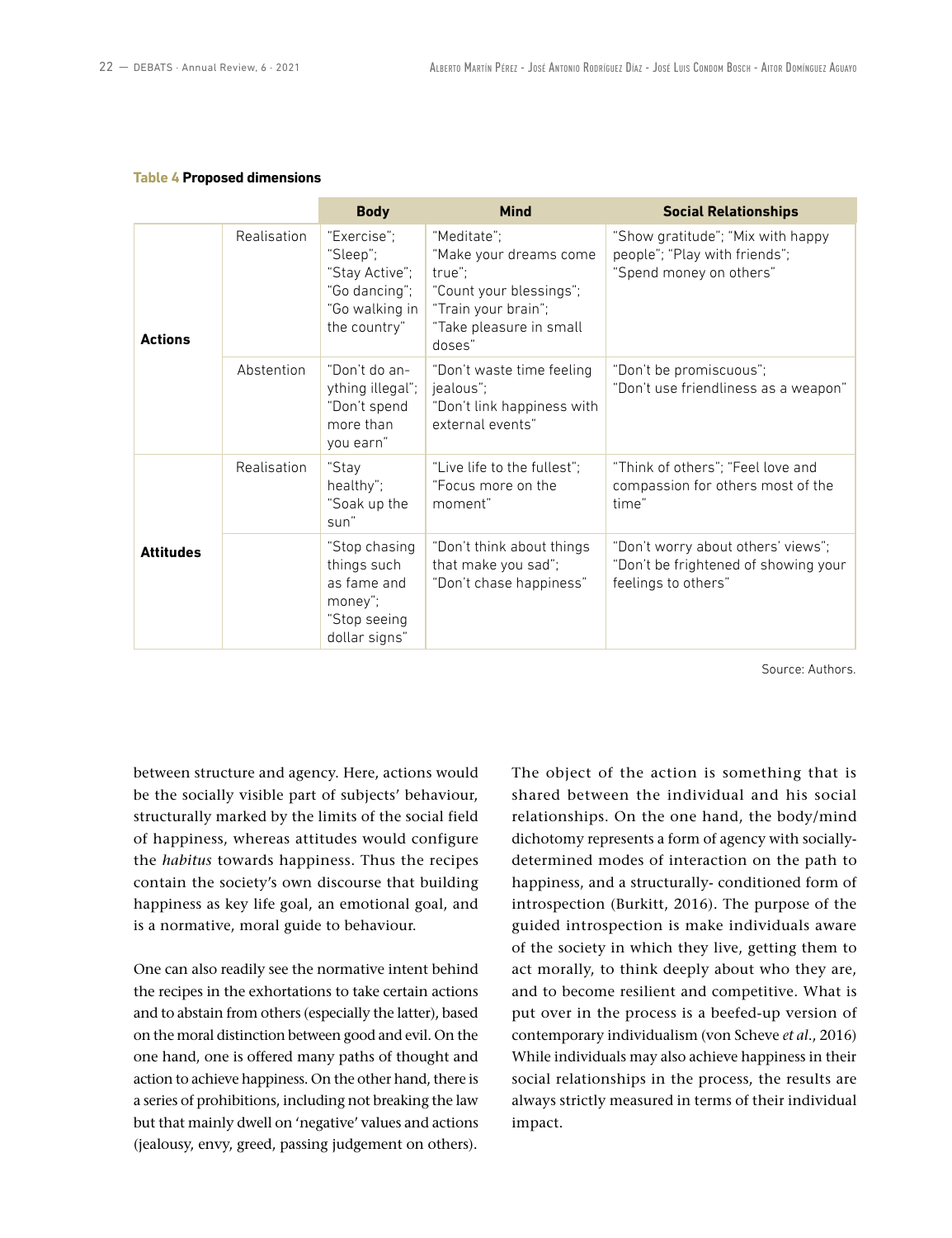**Table 4 Proposed dimensions**

| | | Body | Mind | Social Relationships |
|---|---|---|---|---|
| Actions | Realisation | "Exercise"; "Sleep"; "Stay Active"; "Go dancing"; "Go walking in the country" | "Meditate"; "Make your dreams come true"; "Count your blessings"; "Train your brain"; "Take pleasure in small doses" | "Show gratitude"; "Mix with happy people"; "Play with friends"; "Spend money on others" |
| | Abstention | "Don't do anything illegal"; "Don't spend more than you earn" | "Don't waste time feeling jealous"; "Don't link happiness with external events" | "Don't be promiscuous"; "Don't use friendliness as a weapon" |
| Attitudes | Realisation | "Stay healthy"; "Soak up the sun" | "Live life to the fullest"; "Focus more on the moment" | "Think of others"; "Feel love and compassion for others most of the time" |
| | | "Stop chasing things such as fame and money"; "Stop seeing dollar signs" | "Don't think about things that make you sad"; "Don't chase happiness" | "Don't worry about others' views"; "Don't be frightened of showing your feelings to others" |

Source: Authors.

between structure and agency. Here, actions would be the socially visible part of subjects' behaviour, structurally marked by the limits of the social field of happiness, whereas attitudes would configure the *habitus* towards happiness. Thus the recipes contain the society's own discourse that building happiness as key life goal, an emotional goal, and is a normative, moral guide to behaviour.

One can also readily see the normative intent behind the recipes in the exhortations to take certain actions and to abstain from others (especially the latter), based on the moral distinction between good and evil. On the one hand, one is offered many paths of thought and action to achieve happiness. On the other hand, there is a series of prohibitions, including not breaking the law but that mainly dwell on 'negative' values and actions (jealousy, envy, greed, passing judgement on others).

The object of the action is something that is shared between the individual and his social relationships. On the one hand, the body/mind dichotomy represents a form of agency with socially-determined modes of interaction on the path to happiness, and a structurally- conditioned form of introspection (Burkitt, 2016). The purpose of the guided introspection is make individuals aware of the society in which they live, getting them to act morally, to think deeply about who they are, and to become resilient and competitive. What is put over in the process is a beefed-up version of contemporary individualism (von Scheve *et al*., 2016) While individuals may also achieve happiness in their social relationships in the process, the results are always strictly measured in terms of their individual impact.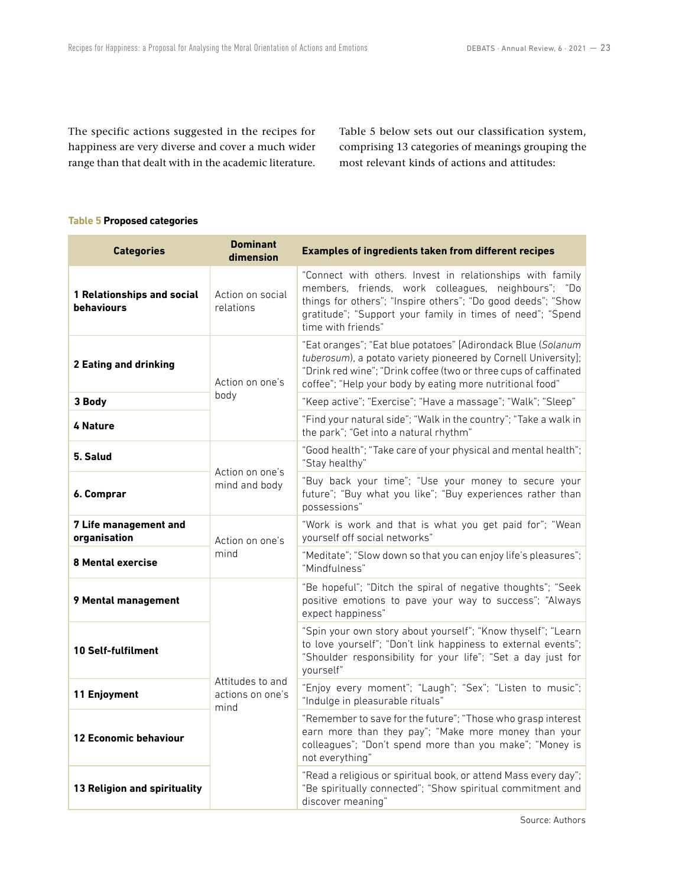The specific actions suggested in the recipes for happiness are very diverse and cover a much wider range than that dealt with in the academic literature. Table 5 below sets out our classification system, comprising 13 categories of meanings grouping the most relevant kinds of actions and attitudes:

**Table 5 Proposed categories**

| Categories | Dominant dimension | Examples of ingredients taken from different recipes |
|---|---|---|
| **1 Relationships and social behaviours** | Action on social relations | "Connect with others. Invest in relationships with family members, friends, work colleagues, neighbours"; "Do things for others"; "Inspire others"; "Do good deeds"; "Show gratitude"; "Support your family in times of need"; "Spend time with friends" |
| **2 Eating and drinking** | Action on one's body | "Eat oranges"; "Eat blue potatoes" [Adirondack Blue (*Solanum tuberosum*), a potato variety pioneered by Cornell University]; "Drink red wine"; "Drink coffee (two or three cups of caffinated coffee"; "Help your body by eating more nutritional food" |
| **3 Body** | | "Keep active"; "Exercise"; "Have a massage"; "Walk"; "Sleep" |
| **4 Nature** | | "Find your natural side"; "Walk in the country"; "Take a walk in the park"; "Get into a natural rhythm" |
| **5. Salud** | Action on one's mind and body | "Good health"; "Take care of your physical and mental health"; "Stay healthy" |
| **6. Comprar** | | "Buy back your time"; "Use your money to secure your future"; "Buy what you like"; "Buy experiences rather than possessions" |
| **7 Life management and organisation** | Action on one's mind | "Work is work and that is what you get paid for"; "Wean yourself off social networks" |
| **8 Mental exercise** | | "Meditate"; "Slow down so that you can enjoy life's pleasures"; "Mindfulness" |
| **9 Mental management** | Attitudes to and actions on one's mind | "Be hopeful"; "Ditch the spiral of negative thoughts"; "Seek positive emotions to pave your way to success"; "Always expect happiness" |
| **10 Self-fulfilment** | | "Spin your own story about yourself"; "Know thyself"; "Learn to love yourself"; "Don't link happiness to external events"; "Shoulder responsibility for your life"; "Set a day just for yourself" |
| **11 Enjoyment** | | "Enjoy every moment"; "Laugh"; "Sex"; "Listen to music"; "Indulge in pleasurable rituals" |
| **12 Economic behaviour** | | "Remember to save for the future"; "Those who grasp interest earn more than they pay"; "Make more money than your colleagues"; "Don't spend more than you make"; "Money is not everything" |
| **13 Religion and spirituality** | | "Read a religious or spiritual book, or attend Mass every day"; "Be spiritually connected"; "Show spiritual commitment and discover meaning" |

Source: Authors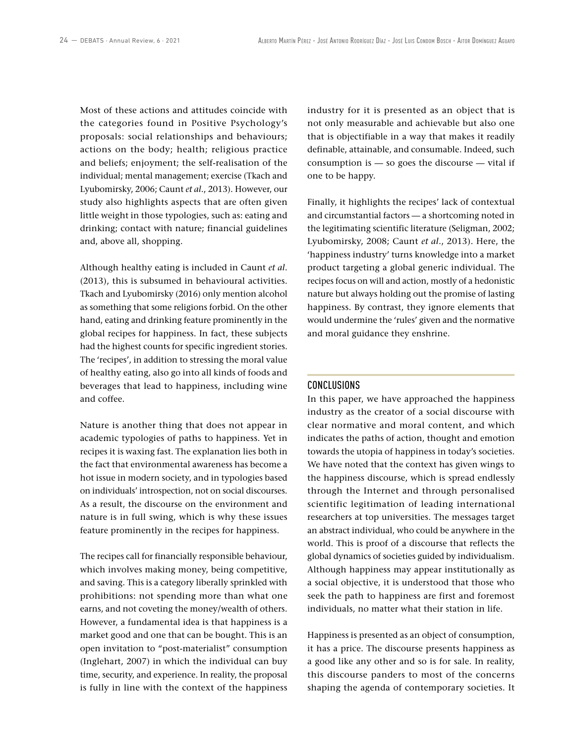Most of these actions and attitudes coincide with the categories found in Positive Psychology's proposals: social relationships and behaviours; actions on the body; health; religious practice and beliefs; enjoyment; the self-realisation of the individual; mental management; exercise (Tkach and Lyubomirsky, 2006; Caunt *et al.*, 2013). However, our study also highlights aspects that are often given little weight in those typologies, such as: eating and drinking; contact with nature; financial guidelines and, above all, shopping.

Although healthy eating is included in Caunt *et al.* (2013), this is subsumed in behavioural activities. Tkach and Lyubomirsky (2016) only mention alcohol as something that some religions forbid. On the other hand, eating and drinking feature prominently in the global recipes for happiness. In fact, these subjects had the highest counts for specific ingredient stories. The 'recipes', in addition to stressing the moral value of healthy eating, also go into all kinds of foods and beverages that lead to happiness, including wine and coffee.

Nature is another thing that does not appear in academic typologies of paths to happiness. Yet in recipes it is waxing fast. The explanation lies both in the fact that environmental awareness has become a hot issue in modern society, and in typologies based on individuals' introspection, not on social discourses. As a result, the discourse on the environment and nature is in full swing, which is why these issues feature prominently in the recipes for happiness.

The recipes call for financially responsible behaviour, which involves making money, being competitive, and saving. This is a category liberally sprinkled with prohibitions: not spending more than what one earns, and not coveting the money/wealth of others. However, a fundamental idea is that happiness is a market good and one that can be bought. This is an open invitation to "post-materialist" consumption (Inglehart, 2007) in which the individual can buy time, security, and experience. In reality, the proposal is fully in line with the context of the happiness industry for it is presented as an object that is not only measurable and achievable but also one that is objectifiable in a way that makes it readily definable, attainable, and consumable. Indeed, such consumption is — so goes the discourse — vital if one to be happy.

Finally, it highlights the recipes' lack of contextual and circumstantial factors — a shortcoming noted in the legitimating scientific literature (Seligman, 2002; Lyubomirsky, 2008; Caunt *et al.*, 2013). Here, the 'happiness industry' turns knowledge into a market product targeting a global generic individual. The recipes focus on will and action, mostly of a hedonistic nature but always holding out the promise of lasting happiness. By contrast, they ignore elements that would undermine the 'rules' given and the normative and moral guidance they enshrine.

## CONCLUSIONS

In this paper, we have approached the happiness industry as the creator of a social discourse with clear normative and moral content, and which indicates the paths of action, thought and emotion towards the utopia of happiness in today's societies. We have noted that the context has given wings to the happiness discourse, which is spread endlessly through the Internet and through personalised scientific legitimation of leading international researchers at top universities. The messages target an abstract individual, who could be anywhere in the world. This is proof of a discourse that reflects the global dynamics of societies guided by individualism. Although happiness may appear institutionally as a social objective, it is understood that those who seek the path to happiness are first and foremost individuals, no matter what their station in life.

Happiness is presented as an object of consumption, it has a price. The discourse presents happiness as a good like any other and so is for sale. In reality, this discourse panders to most of the concerns shaping the agenda of contemporary societies. It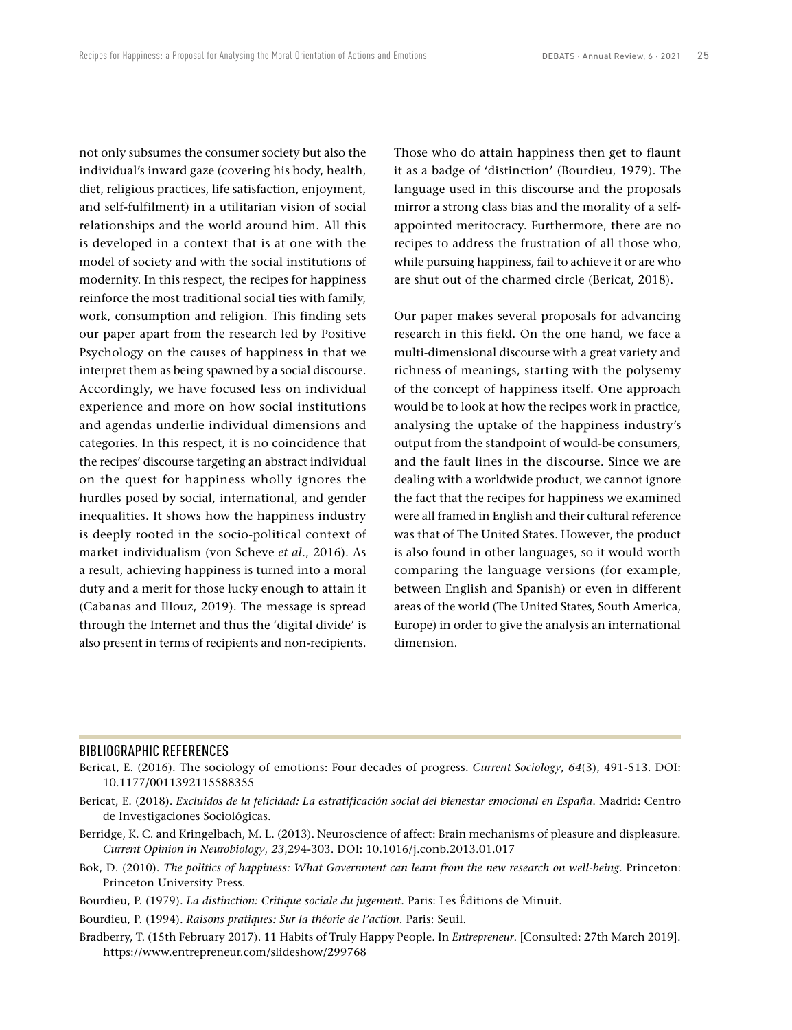not only subsumes the consumer society but also the individual's inward gaze (covering his body, health, diet, religious practices, life satisfaction, enjoyment, and self-fulfilment) in a utilitarian vision of social relationships and the world around him. All this is developed in a context that is at one with the model of society and with the social institutions of modernity. In this respect, the recipes for happiness reinforce the most traditional social ties with family, work, consumption and religion. This finding sets our paper apart from the research led by Positive Psychology on the causes of happiness in that we interpret them as being spawned by a social discourse. Accordingly, we have focused less on individual experience and more on how social institutions and agendas underlie individual dimensions and categories. In this respect, it is no coincidence that the recipes' discourse targeting an abstract individual on the quest for happiness wholly ignores the hurdles posed by social, international, and gender inequalities. It shows how the happiness industry is deeply rooted in the socio-political context of market individualism (von Scheve *et al*., 2016). As a result, achieving happiness is turned into a moral duty and a merit for those lucky enough to attain it (Cabanas and Illouz, 2019). The message is spread through the Internet and thus the 'digital divide' is also present in terms of recipients and non-recipients. Those who do attain happiness then get to flaunt it as a badge of 'distinction' (Bourdieu, 1979). The language used in this discourse and the proposals mirror a strong class bias and the morality of a self-appointed meritocracy. Furthermore, there are no recipes to address the frustration of all those who, while pursuing happiness, fail to achieve it or are who are shut out of the charmed circle (Bericat, 2018).

Our paper makes several proposals for advancing research in this field. On the one hand, we face a multi-dimensional discourse with a great variety and richness of meanings, starting with the polysemy of the concept of happiness itself. One approach would be to look at how the recipes work in practice, analysing the uptake of the happiness industry's output from the standpoint of would-be consumers, and the fault lines in the discourse. Since we are dealing with a worldwide product, we cannot ignore the fact that the recipes for happiness we examined were all framed in English and their cultural reference was that of The United States. However, the product is also found in other languages, so it would worth comparing the language versions (for example, between English and Spanish) or even in different areas of the world (The United States, South America, Europe) in order to give the analysis an international dimension.

## BIBLIOGRAPHIC REFERENCES

Bericat, E. (2016). The sociology of emotions: Four decades of progress. *Current Sociology*, *64*(3), 491-513. DOI: 10.1177/0011392115588355

Bericat, E. (2018). *Excluidos de la felicidad: La estratificación social del bienestar emocional en España*. Madrid: Centro de Investigaciones Sociológicas.

Berridge, K. C. and Kringelbach, M. L. (2013). Neuroscience of affect: Brain mechanisms of pleasure and displeasure. *Current Opinion in Neurobiology*, *23*,294-303. DOI: 10.1016/j.conb.2013.01.017

Bok, D. (2010). *The politics of happiness: What Government can learn from the new research on well-being*. Princeton: Princeton University Press.

Bourdieu, P. (1979). *La distinction: Critique sociale du jugement*. Paris: Les Éditions de Minuit.

Bourdieu, P. (1994). *Raisons pratiques: Sur la théorie de l'action*. Paris: Seuil.

Bradberry, T. (15th February 2017). 11 Habits of Truly Happy People. In *Entrepreneur*. [Consulted: 27th March 2019]. https://www.entrepreneur.com/slideshow/299768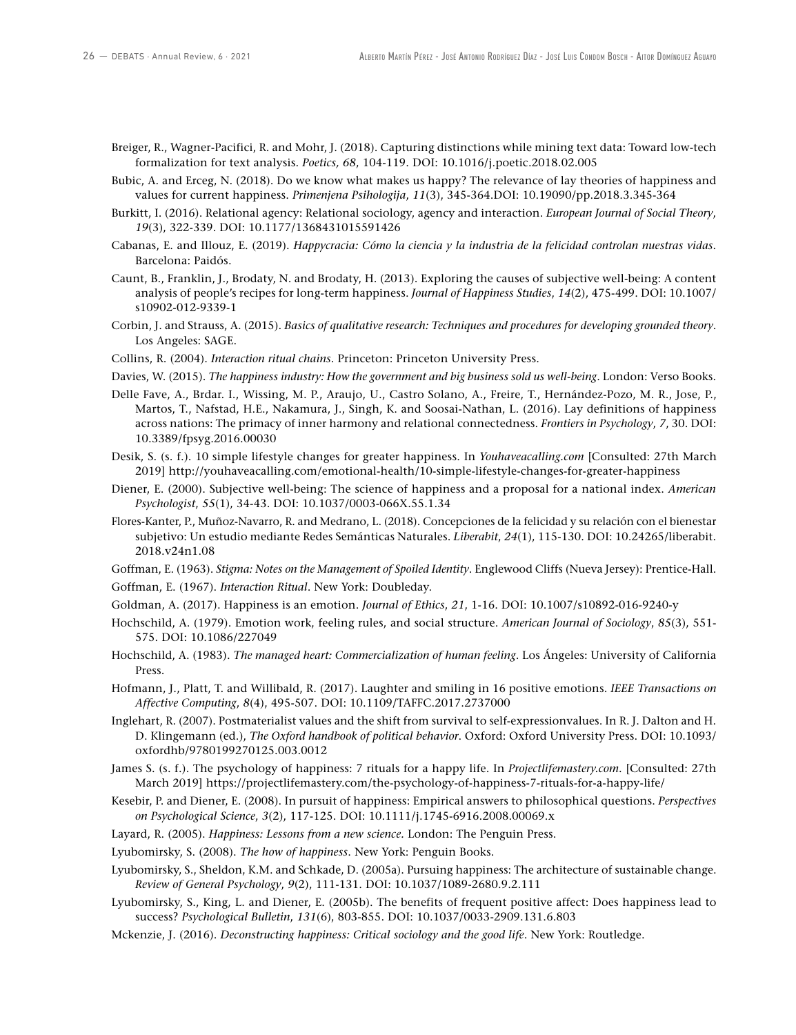Breiger, R., Wagner-Pacifici, R. and Mohr, J. (2018). Capturing distinctions while mining text data: Toward low-tech formalization for text analysis. *Poetics, 68*, 104-119. DOI: 10.1016/j.poetic.2018.02.005

Bubic, A. and Erceg, N. (2018). Do we know what makes us happy? The relevance of lay theories of happiness and values for current happiness. *Primenjena Psihologija*, *11*(3), 345-364.DOI: 10.19090/pp.2018.3.345-364

Burkitt, I. (2016). Relational agency: Relational sociology, agency and interaction. *European Journal of Social Theory*, *19*(3), 322-339. DOI: 10.1177/1368431015591426

Cabanas, E. and Illouz, E. (2019). *Happycracia: Cómo la ciencia y la industria de la felicidad controlan nuestras vidas*. Barcelona: Paidós.

Caunt, B., Franklin, J., Brodaty, N. and Brodaty, H. (2013). Exploring the causes of subjective well-being: A content analysis of people's recipes for long-term happiness. *Journal of Happiness Studies*, *14*(2), 475-499. DOI: 10.1007/s10902-012-9339-1

Corbin, J. and Strauss, A. (2015). *Basics of qualitative research: Techniques and procedures for developing grounded theory*. Los Angeles: SAGE.

Collins, R. (2004). *Interaction ritual chains*. Princeton: Princeton University Press.

Davies, W. (2015). *The happiness industry: How the government and big business sold us well-being*. London: Verso Books.

Delle Fave, A., Brdar. I., Wissing, M. P., Araujo, U., Castro Solano, A., Freire, T., Hernández-Pozo, M. R., Jose, P., Martos, T., Nafstad, H.E., Nakamura, J., Singh, K. and Soosai-Nathan, L. (2016). Lay definitions of happiness across nations: The primacy of inner harmony and relational connectedness. *Frontiers in Psychology*, *7*, 30. DOI: 10.3389/fpsyg.2016.00030

Desik, S. (s. f.). 10 simple lifestyle changes for greater happiness. In *Youhaveacalling.com* [Consulted: 27th March 2019] http://youhaveacalling.com/emotional-health/10-simple-lifestyle-changes-for-greater-happiness

Diener, E. (2000). Subjective well-being: The science of happiness and a proposal for a national index. *American Psychologist*, *55*(1), 34-43. DOI: 10.1037/0003-066X.55.1.34

Flores-Kanter, P., Muñoz-Navarro, R. and Medrano, L. (2018). Concepciones de la felicidad y su relación con el bienestar subjetivo: Un estudio mediante Redes Semánticas Naturales. *Liberabit*, *24*(1), 115-130. DOI: 10.24265/liberabit.2018.v24n1.08

Goffman, E. (1963). *Stigma: Notes on the Management of Spoiled Identity*. Englewood Cliffs (Nueva Jersey): Prentice-Hall.

Goffman, E. (1967). *Interaction Ritual*. New York: Doubleday.

Goldman, A. (2017). Happiness is an emotion. *Journal of Ethics*, *21*, 1-16. DOI: 10.1007/s10892-016-9240-y

Hochschild, A. (1979). Emotion work, feeling rules, and social structure. *American Journal of Sociology*, *85*(3), 551-575. DOI: 10.1086/227049

Hochschild, A. (1983). *The managed heart: Commercialization of human feeling*. Los Ángeles: University of California Press.

Hofmann, J., Platt, T. and Willibald, R. (2017). Laughter and smiling in 16 positive emotions. *IEEE Transactions on Affective Computing*, *8*(4), 495-507. DOI: 10.1109/TAFFC.2017.2737000

Inglehart, R. (2007). Postmaterialist values and the shift from survival to self-expressionvalues. In R. J. Dalton and H. D. Klingemann (ed.), *The Oxford handbook of political behavior*. Oxford: Oxford University Press. DOI: 10.1093/oxfordhb/9780199270125.003.0012

James S. (s. f.). The psychology of happiness: 7 rituals for a happy life. In *Projectlifemastery.com*. [Consulted: 27th March 2019] https://projectlifemastery.com/the-psychology-of-happiness-7-rituals-for-a-happy-life/

Kesebir, P. and Diener, E. (2008). In pursuit of happiness: Empirical answers to philosophical questions. *Perspectives on Psychological Science*, *3*(2), 117-125. DOI: 10.1111/j.1745-6916.2008.00069.x

Layard, R. (2005). *Happiness: Lessons from a new science*. London: The Penguin Press.

Lyubomirsky, S. (2008). *The how of happiness*. New York: Penguin Books.

Lyubomirsky, S., Sheldon, K.M. and Schkade, D. (2005a). Pursuing happiness: The architecture of sustainable change. *Review of General Psychology*, *9*(2), 111-131. DOI: 10.1037/1089-2680.9.2.111

Lyubomirsky, S., King, L. and Diener, E. (2005b). The benefits of frequent positive affect: Does happiness lead to success? *Psychological Bulletin*, *131*(6), 803-855. DOI: 10.1037/0033-2909.131.6.803

Mckenzie, J. (2016). *Deconstructing happiness: Critical sociology and the good life*. New York: Routledge.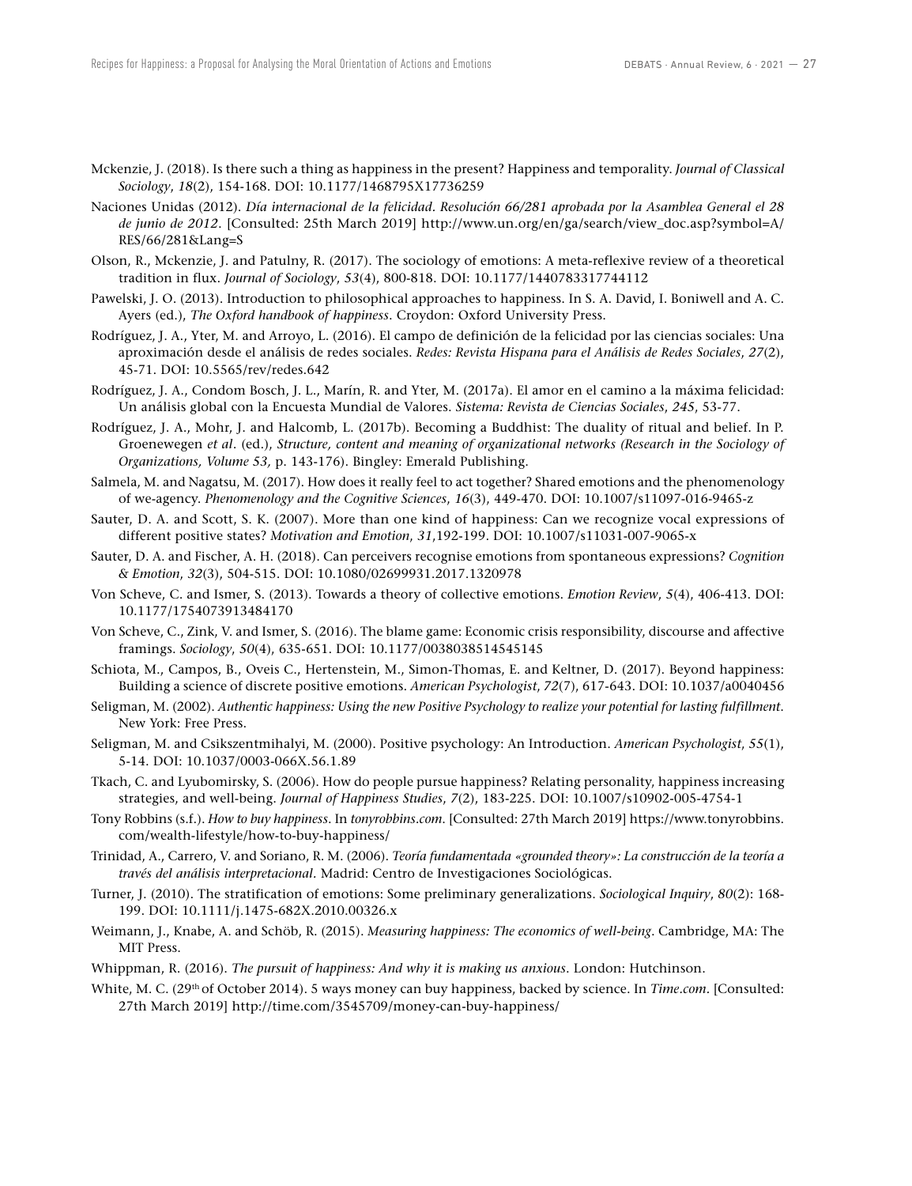Mckenzie, J. (2018). Is there such a thing as happiness in the present? Happiness and temporality. *Journal of Classical Sociology*, *18*(2), 154-168. DOI: 10.1177/1468795X17736259

Naciones Unidas (2012). *Día internacional de la felicidad. Resolución 66/281 aprobada por la Asamblea General el 28 de junio de 2012*. [Consulted: 25th March 2019] http://www.un.org/en/ga/search/view_doc.asp?symbol=A/RES/66/281&Lang=S

Olson, R., Mckenzie, J. and Patulny, R. (2017). The sociology of emotions: A meta-reflexive review of a theoretical tradition in flux. *Journal of Sociology*, *53*(4), 800-818. DOI: 10.1177/1440783317744112

Pawelski, J. O. (2013). Introduction to philosophical approaches to happiness. In S. A. David, I. Boniwell and A. C. Ayers (ed.), *The Oxford handbook of happiness*. Croydon: Oxford University Press.

Rodríguez, J. A., Yter, M. and Arroyo, L. (2016). El campo de definición de la felicidad por las ciencias sociales: Una aproximación desde el análisis de redes sociales. *Redes: Revista Hispana para el Análisis de Redes Sociales*, *27*(2), 45-71. DOI: 10.5565/rev/redes.642

Rodríguez, J. A., Condom Bosch, J. L., Marín, R. and Yter, M. (2017a). El amor en el camino a la máxima felicidad: Un análisis global con la Encuesta Mundial de Valores. *Sistema: Revista de Ciencias Sociales*, *245*, 53-77.

Rodríguez, J. A., Mohr, J. and Halcomb, L. (2017b). Becoming a Buddhist: The duality of ritual and belief. In P. Groenewegen *et al*. (ed.), *Structure, content and meaning of organizational networks (Research in the Sociology of Organizations, Volume 53,* p. 143-176). Bingley: Emerald Publishing.

Salmela, M. and Nagatsu, M. (2017). How does it really feel to act together? Shared emotions and the phenomenology of we-agency. *Phenomenology and the Cognitive Sciences*, *16*(3), 449-470. DOI: 10.1007/s11097-016-9465-z

Sauter, D. A. and Scott, S. K. (2007). More than one kind of happiness: Can we recognize vocal expressions of different positive states? *Motivation and Emotion*, *31*,192-199. DOI: 10.1007/s11031-007-9065-x

Sauter, D. A. and Fischer, A. H. (2018). Can perceivers recognise emotions from spontaneous expressions? *Cognition & Emotion*, *32*(3), 504-515. DOI: 10.1080/02699931.2017.1320978

Von Scheve, C. and Ismer, S. (2013). Towards a theory of collective emotions. *Emotion Review*, *5*(4), 406-413. DOI: 10.1177/1754073913484170

Von Scheve, C., Zink, V. and Ismer, S. (2016). The blame game: Economic crisis responsibility, discourse and affective framings. *Sociology*, *50*(4), 635-651. DOI: 10.1177/0038038514545145

Schiota, M., Campos, B., Oveis C., Hertenstein, M., Simon-Thomas, E. and Keltner, D. (2017). Beyond happiness: Building a science of discrete positive emotions. *American Psychologist*, *72*(7), 617-643. DOI: 10.1037/a0040456

Seligman, M. (2002). *Authentic happiness: Using the new Positive Psychology to realize your potential for lasting fulfillment*. New York: Free Press.

Seligman, M. and Csikszentmihalyi, M. (2000). Positive psychology: An Introduction. *American Psychologist*, *55*(1), 5-14. DOI: 10.1037/0003-066X.56.1.89

Tkach, C. and Lyubomirsky, S. (2006). How do people pursue happiness? Relating personality, happiness increasing strategies, and well-being. *Journal of Happiness Studies*, *7*(2), 183-225. DOI: 10.1007/s10902-005-4754-1

Tony Robbins (s.f.). *How to buy happiness*. In *tonyrobbins.com*. [Consulted: 27th March 2019] https://www.tonyrobbins.com/wealth-lifestyle/how-to-buy-happiness/

Trinidad, A., Carrero, V. and Soriano, R. M. (2006). *Teoría fundamentada «grounded theory»: La construcción de la teoría a través del análisis interpretacional*. Madrid: Centro de Investigaciones Sociológicas.

Turner, J. (2010). The stratification of emotions: Some preliminary generalizations. *Sociological Inquiry*, *80*(2): 168-199. DOI: 10.1111/j.1475-682X.2010.00326.x

Weimann, J., Knabe, A. and Schöb, R. (2015). *Measuring happiness: The economics of well-being*. Cambridge, MA: The MIT Press.

Whippman, R. (2016). *The pursuit of happiness: And why it is making us anxious*. London: Hutchinson.

White, M. C. (29th of October 2014). 5 ways money can buy happiness, backed by science. In *Time.com*. [Consulted: 27th March 2019] http://time.com/3545709/money-can-buy-happiness/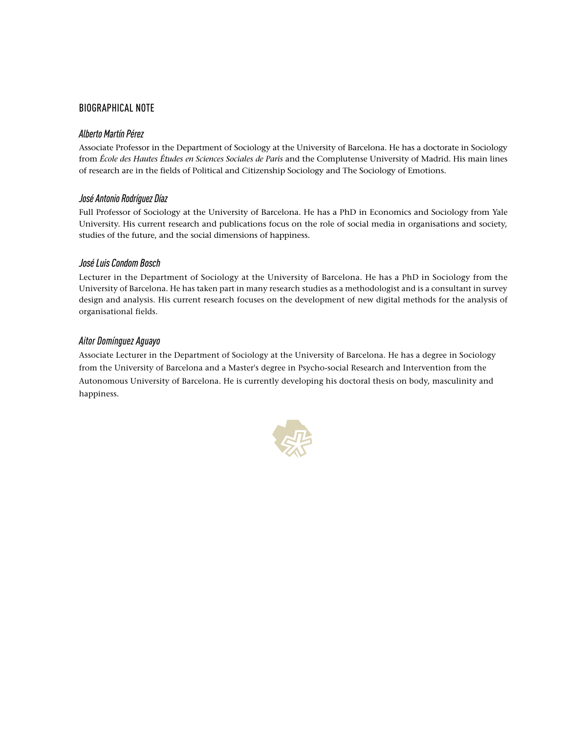## BIOGRAPHICAL NOTE

### *Alberto Martín Pérez*

Associate Professor in the Department of Sociology at the University of Barcelona. He has a doctorate in Sociology from *École des Hautes Études en Sciences Sociales de Paris* and the Complutense University of Madrid. His main lines of research are in the fields of Political and Citizenship Sociology and The Sociology of Emotions.

### *José Antonio Rodríguez Díaz*

Full Professor of Sociology at the University of Barcelona. He has a PhD in Economics and Sociology from Yale University. His current research and publications focus on the role of social media in organisations and society, studies of the future, and the social dimensions of happiness.

### *José Luis Condom Bosch*

Lecturer in the Department of Sociology at the University of Barcelona. He has a PhD in Sociology from the University of Barcelona. He has taken part in many research studies as a methodologist and is a consultant in survey design and analysis. His current research focuses on the development of new digital methods for the analysis of organisational fields.

### *Aitor Domínguez Aguayo*

Associate Lecturer in the Department of Sociology at the University of Barcelona. He has a degree in Sociology from the University of Barcelona and a Master's degree in Psycho-social Research and Intervention from the Autonomous University of Barcelona. He is currently developing his doctoral thesis on body, masculinity and happiness.